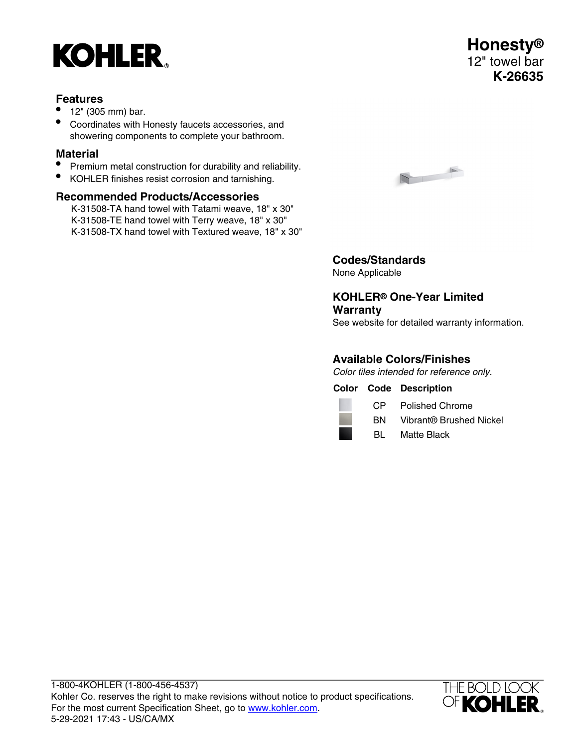# KOHLER

# Honesty®
12" towel bar
**K-26635**

## Features

- 12" (305 mm) bar.
- Coordinates with Honesty faucets accessories, and showering components to complete your bathroom.

## Material

- Premium metal construction for durability and reliability.
- KOHLER finishes resist corrosion and tarnishing.

## Recommended Products/Accessories

K-31508-TA hand towel with Tatami weave, 18" x 30"
K-31508-TE hand towel with Terry weave, 18" x 30"
K-31508-TX hand towel with Textured weave, 18" x 30"

## Codes/Standards

None Applicable

## KOHLER® One-Year Limited Warranty

See website for detailed warranty information.

## Available Colors/Finishes

*Color tiles intended for reference only.*

| Color | Code | Description |
|---|---|---|
| | CP | Polished Chrome |
| | BN | Vibrant® Brushed Nickel |
| | BL | Matte Black |

1-800-4KOHLER (1-800-456-4537)
Kohler Co. reserves the right to make revisions without notice to product specifications.
For the most current Specification Sheet, go to www.kohler.com.
5-29-2021 17:43 - US/CA/MX

THE BOLD LOOK OF KOHLER®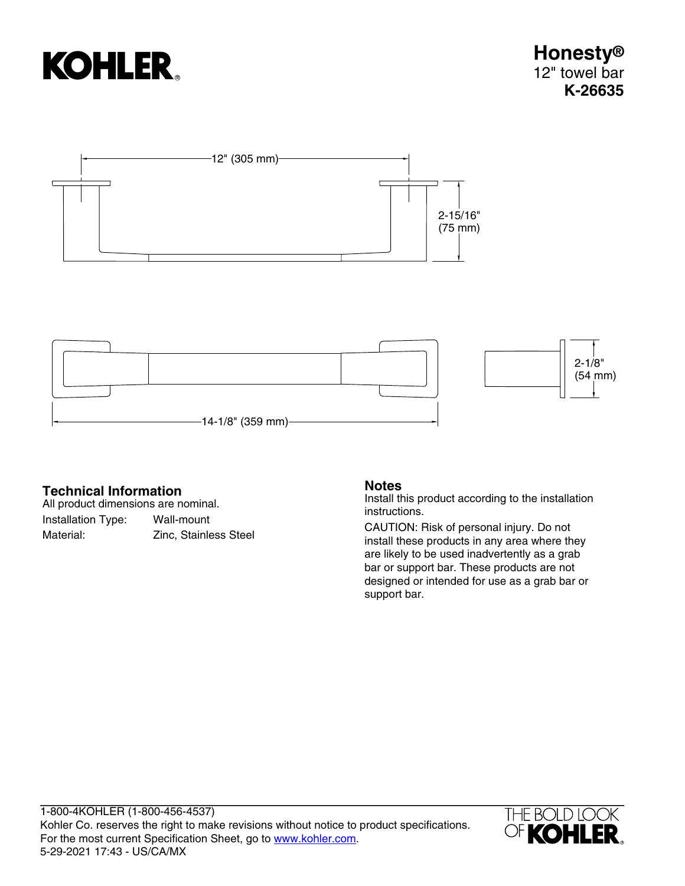# KOHLER

## Honesty®
12" towel bar
**K-26635**

12" (305 mm)

2-15/16"
(75 mm)

2-1/8"
(54 mm)

14-1/8" (359 mm)

### Technical Information

All product dimensions are nominal.

| | |
|---|---|
| Installation Type: | Wall-mount |
| Material: | Zinc, Stainless Steel |

### Notes

Install this product according to the installation instructions.

CAUTION: Risk of personal injury. Do not install these products in any area where they are likely to be used inadvertently as a grab bar or support bar. These products are not designed or intended for use as a grab bar or support bar.

1-800-4KOHLER (1-800-456-4537)
Kohler Co. reserves the right to make revisions without notice to product specifications.
For the most current Specification Sheet, go to www.kohler.com.
5-29-2021 17:43 - US/CA/MX

THE BOLD LOOK OF KOHLER.